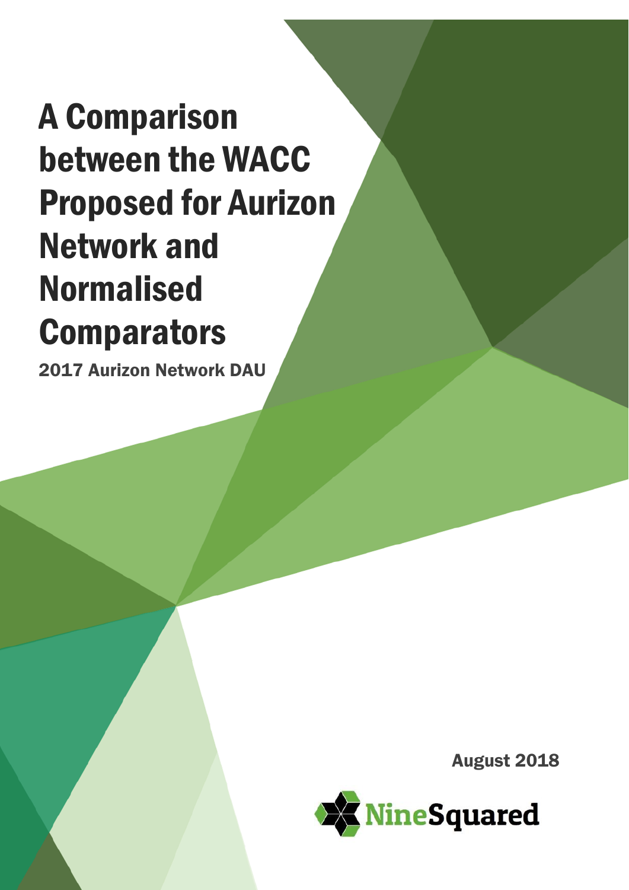# A Comparison between the WACC Proposed for Aurizon Network and Normalised Comparators

**2017 Aurizon Network DAU**

**August 2018**

NineSquared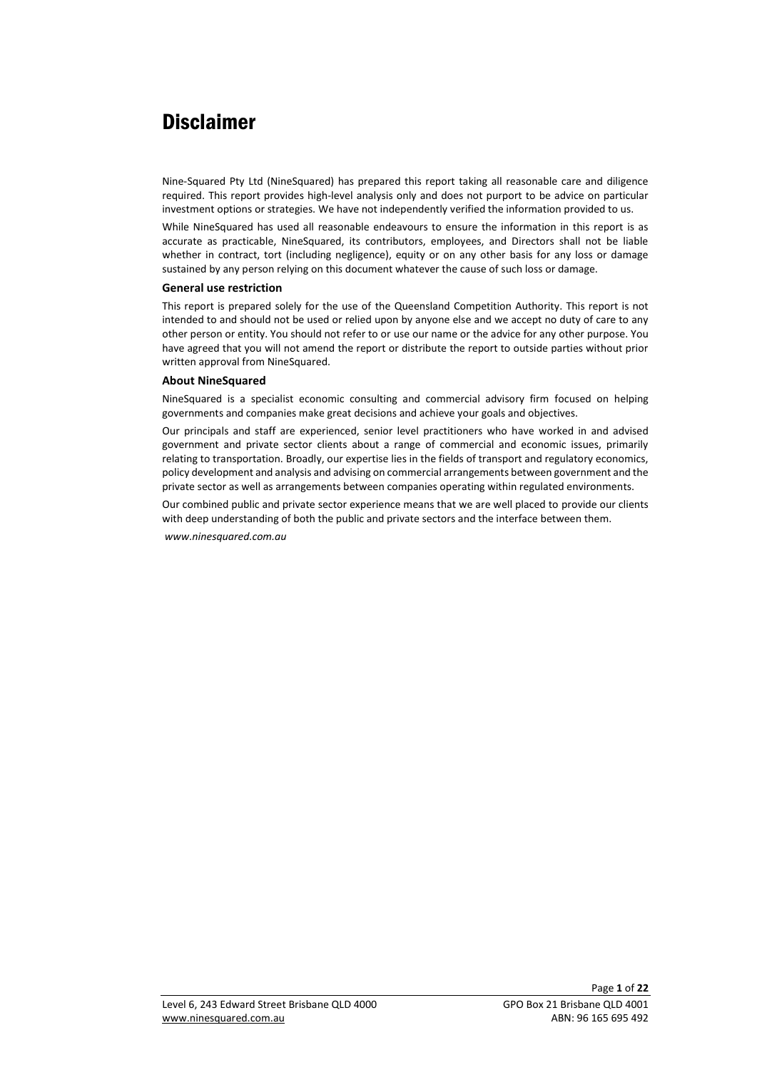# Disclaimer

Nine-Squared Pty Ltd (NineSquared) has prepared this report taking all reasonable care and diligence required. This report provides high-level analysis only and does not purport to be advice on particular investment options or strategies. We have not independently verified the information provided to us.

While NineSquared has used all reasonable endeavours to ensure the information in this report is as accurate as practicable, NineSquared, its contributors, employees, and Directors shall not be liable whether in contract, tort (including negligence), equity or on any other basis for any loss or damage sustained by any person relying on this document whatever the cause of such loss or damage.

**General use restriction**

This report is prepared solely for the use of the Queensland Competition Authority. This report is not intended to and should not be used or relied upon by anyone else and we accept no duty of care to any other person or entity. You should not refer to or use our name or the advice for any other purpose. You have agreed that you will not amend the report or distribute the report to outside parties without prior written approval from NineSquared.

**About NineSquared**

NineSquared is a specialist economic consulting and commercial advisory firm focused on helping governments and companies make great decisions and achieve your goals and objectives.

Our principals and staff are experienced, senior level practitioners who have worked in and advised government and private sector clients about a range of commercial and economic issues, primarily relating to transportation. Broadly, our expertise lies in the fields of transport and regulatory economics, policy development and analysis and advising on commercial arrangements between government and the private sector as well as arrangements between companies operating within regulated environments.

Our combined public and private sector experience means that we are well placed to provide our clients with deep understanding of both the public and private sectors and the interface between them.

*www.ninesquared.com.au*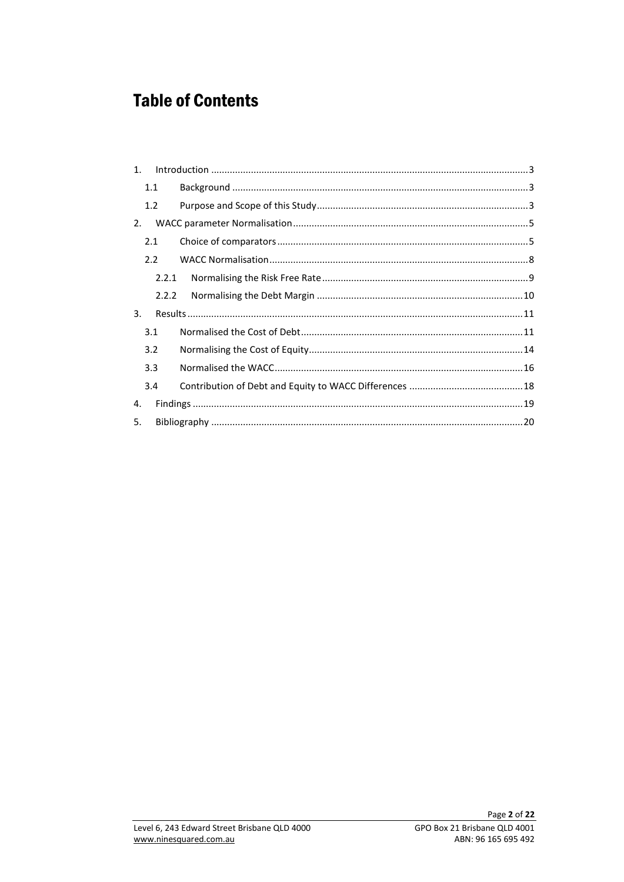# Table of Contents

1. Introduction ......................................................................................................................3
   - 1.1 Background ..............................................................................................................3
   - 1.2 Purpose and Scope of this Study...............................................................................3
2. WACC parameter Normalisation........................................................................................5
   - 2.1 Choice of comparators..............................................................................................5
   - 2.2 WACC Normalisation.................................................................................................8
     - 2.2.1 Normalising the Risk Free Rate.............................................................................9
     - 2.2.2 Normalising the Debt Margin .............................................................................10
3. Results.............................................................................................................................11
   - 3.1 Normalised the Cost of Debt...................................................................................11
   - 3.2 Normalising the Cost of Equity................................................................................14
   - 3.3 Normalised the WACC.............................................................................................16
   - 3.4 Contribution of Debt and Equity to WACC Differences ...........................................18
4. Findings ...........................................................................................................................19
5. Bibliography ....................................................................................................................20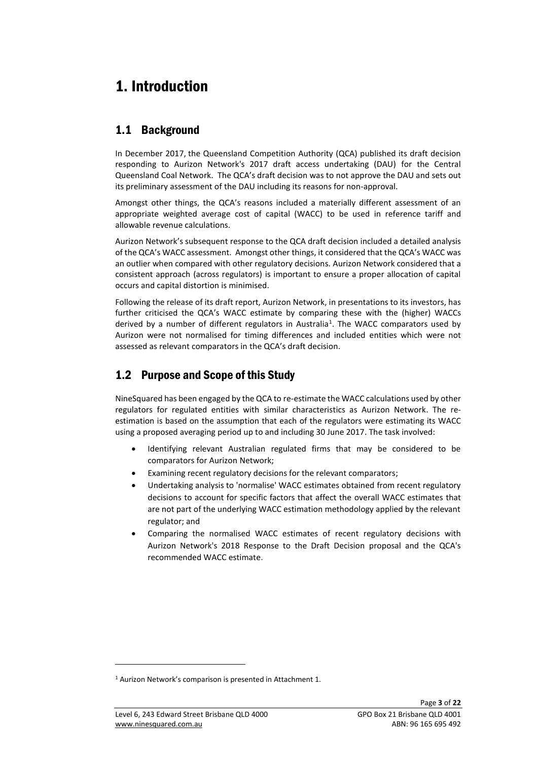# 1. Introduction

## 1.1 Background

In December 2017, the Queensland Competition Authority (QCA) published its draft decision responding to Aurizon Network's 2017 draft access undertaking (DAU) for the Central Queensland Coal Network. The QCA's draft decision was to not approve the DAU and sets out its preliminary assessment of the DAU including its reasons for non-approval.

Amongst other things, the QCA's reasons included a materially different assessment of an appropriate weighted average cost of capital (WACC) to be used in reference tariff and allowable revenue calculations.

Aurizon Network's subsequent response to the QCA draft decision included a detailed analysis of the QCA's WACC assessment. Amongst other things, it considered that the QCA's WACC was an outlier when compared with other regulatory decisions. Aurizon Network considered that a consistent approach (across regulators) is important to ensure a proper allocation of capital occurs and capital distortion is minimised.

Following the release of its draft report, Aurizon Network, in presentations to its investors, has further criticised the QCA's WACC estimate by comparing these with the (higher) WACCs derived by a number of different regulators in Australia[1]. The WACC comparators used by Aurizon were not normalised for timing differences and included entities which were not assessed as relevant comparators in the QCA's draft decision.

## 1.2 Purpose and Scope of this Study

NineSquared has been engaged by the QCA to re-estimate the WACC calculations used by other regulators for regulated entities with similar characteristics as Aurizon Network. The re-estimation is based on the assumption that each of the regulators were estimating its WACC using a proposed averaging period up to and including 30 June 2017. The task involved:

- Identifying relevant Australian regulated firms that may be considered to be comparators for Aurizon Network;
- Examining recent regulatory decisions for the relevant comparators;
- Undertaking analysis to 'normalise' WACC estimates obtained from recent regulatory decisions to account for specific factors that affect the overall WACC estimates that are not part of the underlying WACC estimation methodology applied by the relevant regulator; and
- Comparing the normalised WACC estimates of recent regulatory decisions with Aurizon Network's 2018 Response to the Draft Decision proposal and the QCA's recommended WACC estimate.

[1] Aurizon Network's comparison is presented in Attachment 1.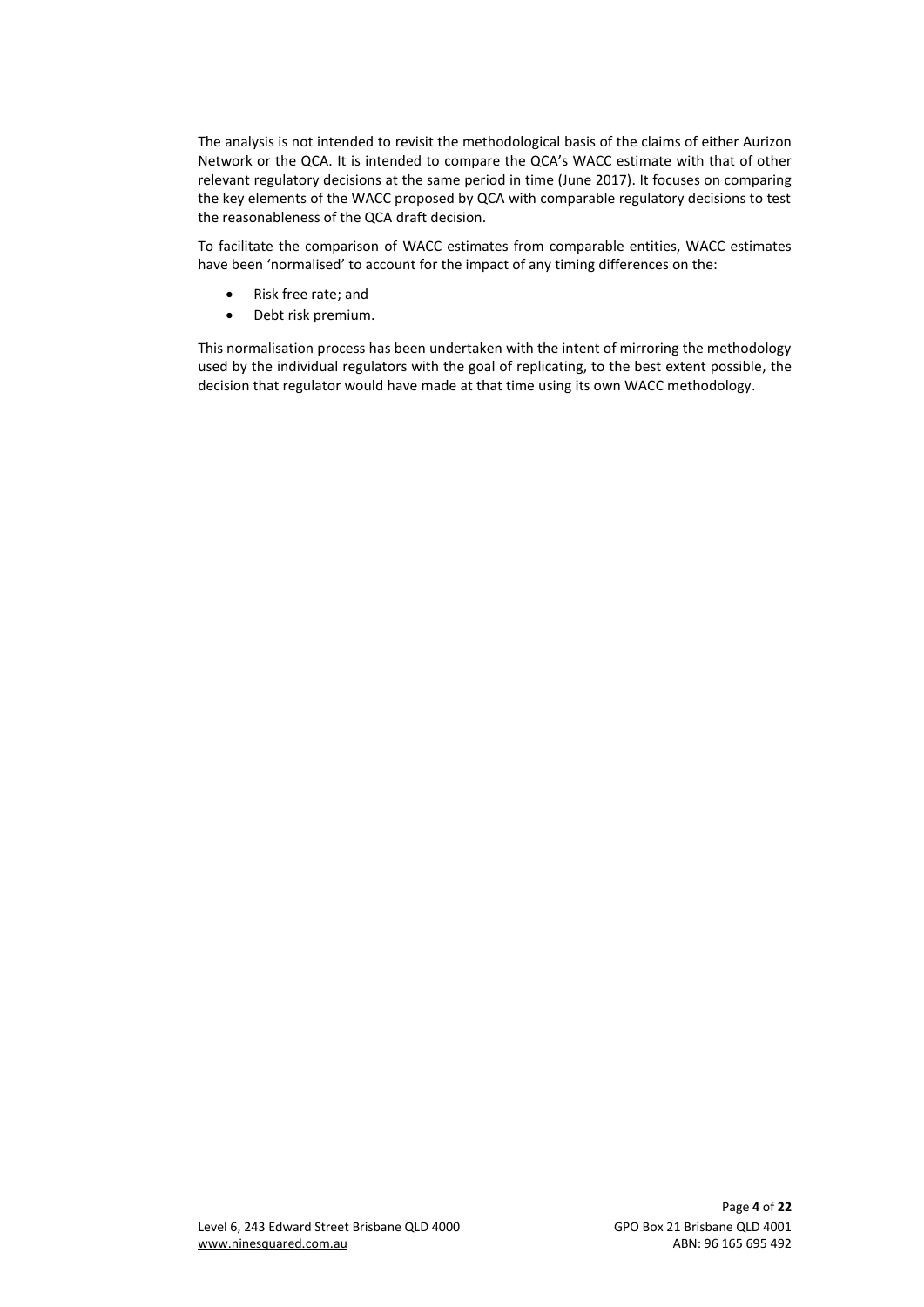The analysis is not intended to revisit the methodological basis of the claims of either Aurizon Network or the QCA. It is intended to compare the QCA's WACC estimate with that of other relevant regulatory decisions at the same period in time (June 2017). It focuses on comparing the key elements of the WACC proposed by QCA with comparable regulatory decisions to test the reasonableness of the QCA draft decision.

To facilitate the comparison of WACC estimates from comparable entities, WACC estimates have been 'normalised' to account for the impact of any timing differences on the:

- Risk free rate; and
- Debt risk premium.

This normalisation process has been undertaken with the intent of mirroring the methodology used by the individual regulators with the goal of replicating, to the best extent possible, the decision that regulator would have made at that time using its own WACC methodology.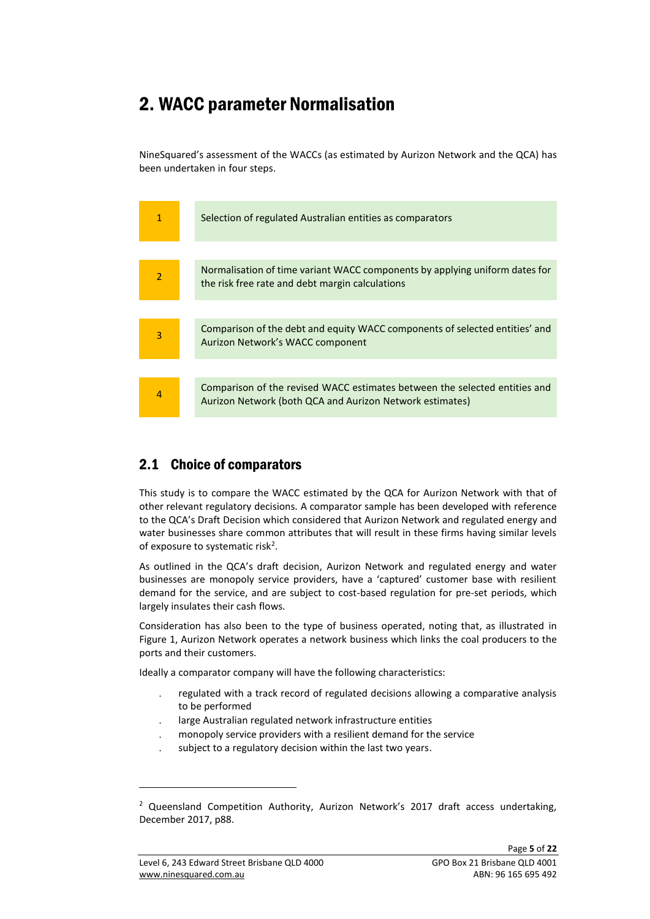# 2. WACC parameter Normalisation

NineSquared's assessment of the WACCs (as estimated by Aurizon Network and the QCA) has been undertaken in four steps.

| | |
|---|---|
| 1 | Selection of regulated Australian entities as comparators |
| 2 | Normalisation of time variant WACC components by applying uniform dates for the risk free rate and debt margin calculations |
| 3 | Comparison of the debt and equity WACC components of selected entities' and Aurizon Network's WACC component |
| 4 | Comparison of the revised WACC estimates between the selected entities and Aurizon Network (both QCA and Aurizon Network estimates) |

## 2.1 Choice of comparators

This study is to compare the WACC estimated by the QCA for Aurizon Network with that of other relevant regulatory decisions. A comparator sample has been developed with reference to the QCA's Draft Decision which considered that Aurizon Network and regulated energy and water businesses share common attributes that will result in these firms having similar levels of exposure to systematic risk[2].

As outlined in the QCA's draft decision, Aurizon Network and regulated energy and water businesses are monopoly service providers, have a 'captured' customer base with resilient demand for the service, and are subject to cost-based regulation for pre-set periods, which largely insulates their cash flows.

Consideration has also been to the type of business operated, noting that, as illustrated in Figure 1, Aurizon Network operates a network business which links the coal producers to the ports and their customers.

Ideally a comparator company will have the following characteristics:

- regulated with a track record of regulated decisions allowing a comparative analysis to be performed
- large Australian regulated network infrastructure entities
- monopoly service providers with a resilient demand for the service
- subject to a regulatory decision within the last two years.

[2] Queensland Competition Authority, Aurizon Network's 2017 draft access undertaking, December 2017, p88.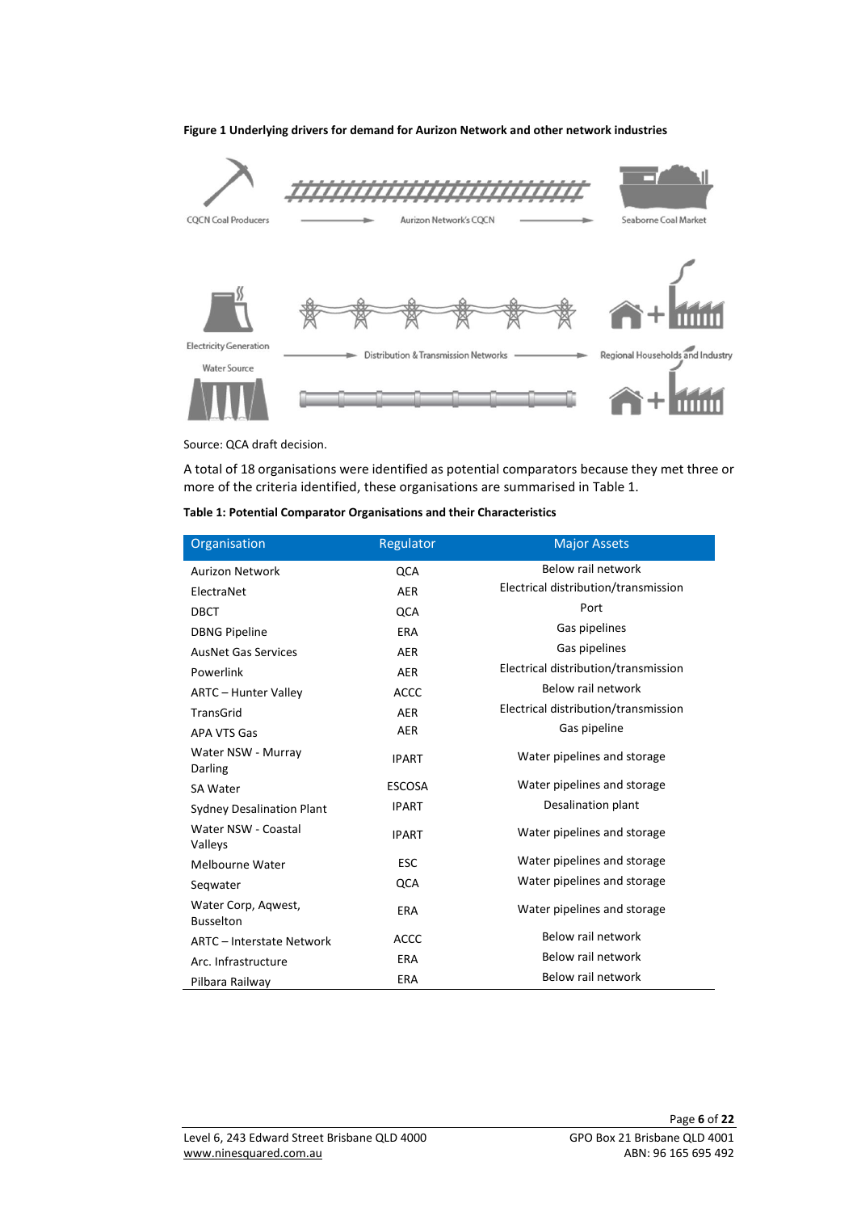**Figure 1 Underlying drivers for demand for Aurizon Network and other network industries**

Source: QCA draft decision.

A total of 18 organisations were identified as potential comparators because they met three or more of the criteria identified, these organisations are summarised in Table 1.

**Table 1: Potential Comparator Organisations and their Characteristics**

| Organisation | Regulator | Major Assets |
|---|---|---|
| Aurizon Network | QCA | Below rail network |
| ElectraNet | AER | Electrical distribution/transmission |
| DBCT | QCA | Port |
| DBNG Pipeline | ERA | Gas pipelines |
| AusNet Gas Services | AER | Gas pipelines |
| Powerlink | AER | Electrical distribution/transmission |
| ARTC – Hunter Valley | ACCC | Below rail network |
| TransGrid | AER | Electrical distribution/transmission |
| APA VTS Gas | AER | Gas pipeline |
| Water NSW - Murray Darling | IPART | Water pipelines and storage |
| SA Water | ESCOSA | Water pipelines and storage |
| Sydney Desalination Plant | IPART | Desalination plant |
| Water NSW - Coastal Valleys | IPART | Water pipelines and storage |
| Melbourne Water | ESC | Water pipelines and storage |
| Seqwater | QCA | Water pipelines and storage |
| Water Corp, Aqwest, Busselton | ERA | Water pipelines and storage |
| ARTC – Interstate Network | ACCC | Below rail network |
| Arc. Infrastructure | ERA | Below rail network |
| Pilbara Railway | ERA | Below rail network |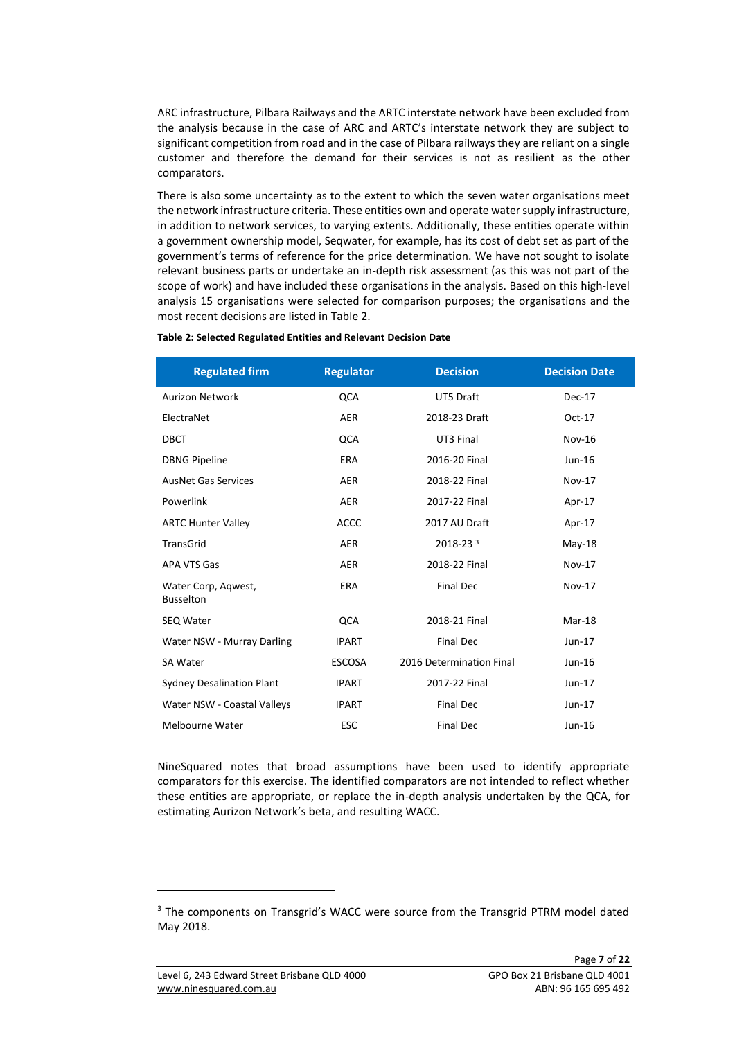ARC infrastructure, Pilbara Railways and the ARTC interstate network have been excluded from the analysis because in the case of ARC and ARTC's interstate network they are subject to significant competition from road and in the case of Pilbara railways they are reliant on a single customer and therefore the demand for their services is not as resilient as the other comparators.

There is also some uncertainty as to the extent to which the seven water organisations meet the network infrastructure criteria. These entities own and operate water supply infrastructure, in addition to network services, to varying extents. Additionally, these entities operate within a government ownership model, Seqwater, for example, has its cost of debt set as part of the government's terms of reference for the price determination. We have not sought to isolate relevant business parts or undertake an in-depth risk assessment (as this was not part of the scope of work) and have included these organisations in the analysis. Based on this high-level analysis 15 organisations were selected for comparison purposes; the organisations and the most recent decisions are listed in Table 2.

**Table 2: Selected Regulated Entities and Relevant Decision Date**

| Regulated firm | Regulator | Decision | Decision Date |
|---|---|---|---|
| Aurizon Network | QCA | UT5 Draft | Dec-17 |
| ElectraNet | AER | 2018-23 Draft | Oct-17 |
| DBCT | QCA | UT3 Final | Nov-16 |
| DBNG Pipeline | ERA | 2016-20 Final | Jun-16 |
| AusNet Gas Services | AER | 2018-22 Final | Nov-17 |
| Powerlink | AER | 2017-22 Final | Apr-17 |
| ARTC Hunter Valley | ACCC | 2017 AU Draft | Apr-17 |
| TransGrid | AER | 2018-23 [3] | May-18 |
| APA VTS Gas | AER | 2018-22 Final | Nov-17 |
| Water Corp, Aqwest, Busselton | ERA | Final Dec | Nov-17 |
| SEQ Water | QCA | 2018-21 Final | Mar-18 |
| Water NSW - Murray Darling | IPART | Final Dec | Jun-17 |
| SA Water | ESCOSA | 2016 Determination Final | Jun-16 |
| Sydney Desalination Plant | IPART | 2017-22 Final | Jun-17 |
| Water NSW - Coastal Valleys | IPART | Final Dec | Jun-17 |
| Melbourne Water | ESC | Final Dec | Jun-16 |

NineSquared notes that broad assumptions have been used to identify appropriate comparators for this exercise. The identified comparators are not intended to reflect whether these entities are appropriate, or replace the in-depth analysis undertaken by the QCA, for estimating Aurizon Network's beta, and resulting WACC.

[3] The components on Transgrid's WACC were source from the Transgrid PTRM model dated May 2018.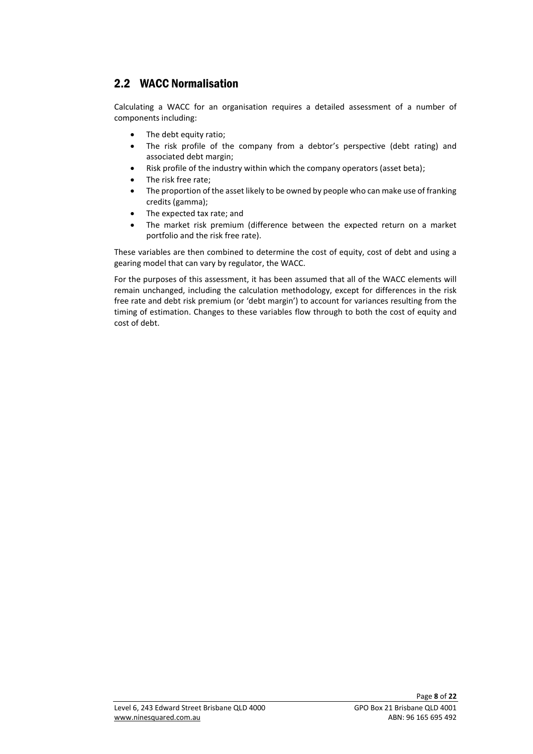## 2.2 WACC Normalisation

Calculating a WACC for an organisation requires a detailed assessment of a number of components including:

- The debt equity ratio;
- The risk profile of the company from a debtor's perspective (debt rating) and associated debt margin;
- Risk profile of the industry within which the company operators (asset beta);
- The risk free rate;
- The proportion of the asset likely to be owned by people who can make use of franking credits (gamma);
- The expected tax rate; and
- The market risk premium (difference between the expected return on a market portfolio and the risk free rate).

These variables are then combined to determine the cost of equity, cost of debt and using a gearing model that can vary by regulator, the WACC.

For the purposes of this assessment, it has been assumed that all of the WACC elements will remain unchanged, including the calculation methodology, except for differences in the risk free rate and debt risk premium (or 'debt margin') to account for variances resulting from the timing of estimation. Changes to these variables flow through to both the cost of equity and cost of debt.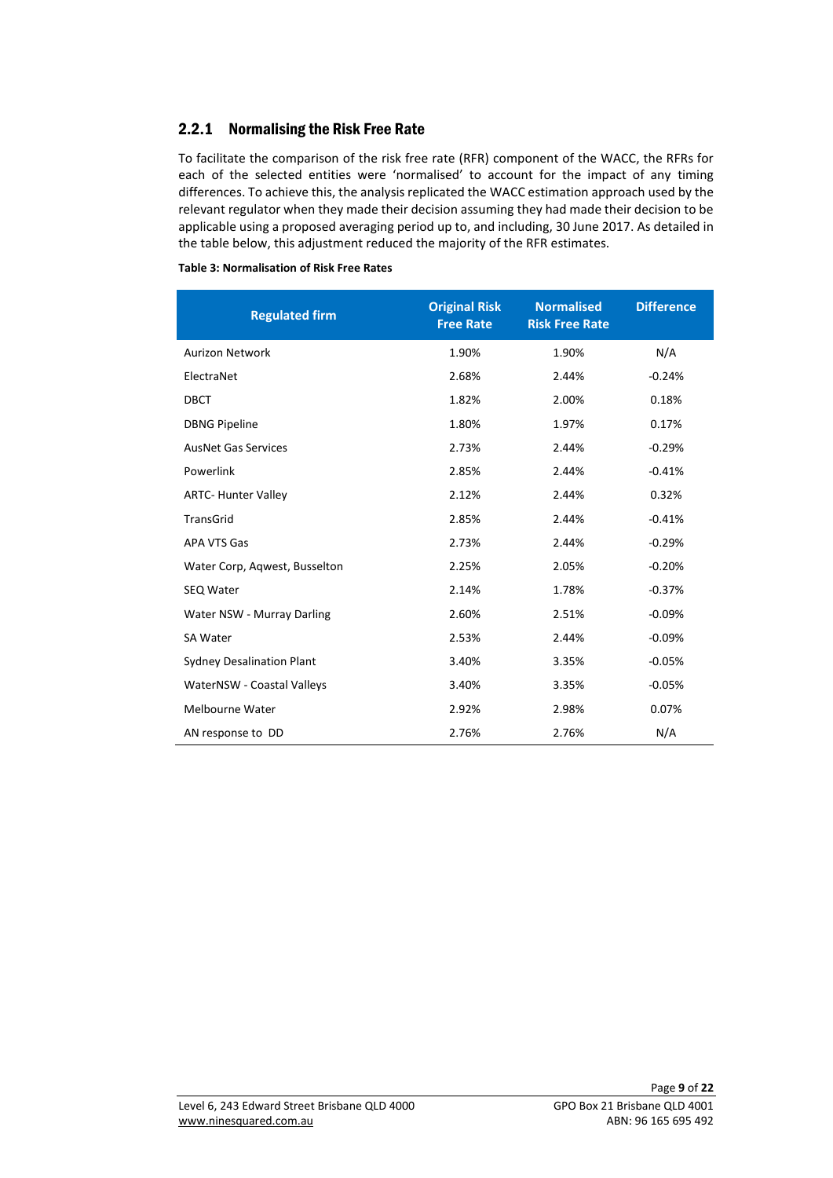### 2.2.1 Normalising the Risk Free Rate

To facilitate the comparison of the risk free rate (RFR) component of the WACC, the RFRs for each of the selected entities were 'normalised' to account for the impact of any timing differences. To achieve this, the analysis replicated the WACC estimation approach used by the relevant regulator when they made their decision assuming they had made their decision to be applicable using a proposed averaging period up to, and including, 30 June 2017. As detailed in the table below, this adjustment reduced the majority of the RFR estimates.

**Table 3: Normalisation of Risk Free Rates**

| Regulated firm | Original Risk Free Rate | Normalised Risk Free Rate | Difference |
|---|---|---|---|
| Aurizon Network | 1.90% | 1.90% | N/A |
| ElectraNet | 2.68% | 2.44% | -0.24% |
| DBCT | 1.82% | 2.00% | 0.18% |
| DBNG Pipeline | 1.80% | 1.97% | 0.17% |
| AusNet Gas Services | 2.73% | 2.44% | -0.29% |
| Powerlink | 2.85% | 2.44% | -0.41% |
| ARTC- Hunter Valley | 2.12% | 2.44% | 0.32% |
| TransGrid | 2.85% | 2.44% | -0.41% |
| APA VTS Gas | 2.73% | 2.44% | -0.29% |
| Water Corp, Aqwest, Busselton | 2.25% | 2.05% | -0.20% |
| SEQ Water | 2.14% | 1.78% | -0.37% |
| Water NSW - Murray Darling | 2.60% | 2.51% | -0.09% |
| SA Water | 2.53% | 2.44% | -0.09% |
| Sydney Desalination Plant | 3.40% | 3.35% | -0.05% |
| WaterNSW - Coastal Valleys | 3.40% | 3.35% | -0.05% |
| Melbourne Water | 2.92% | 2.98% | 0.07% |
| AN response to DD | 2.76% | 2.76% | N/A |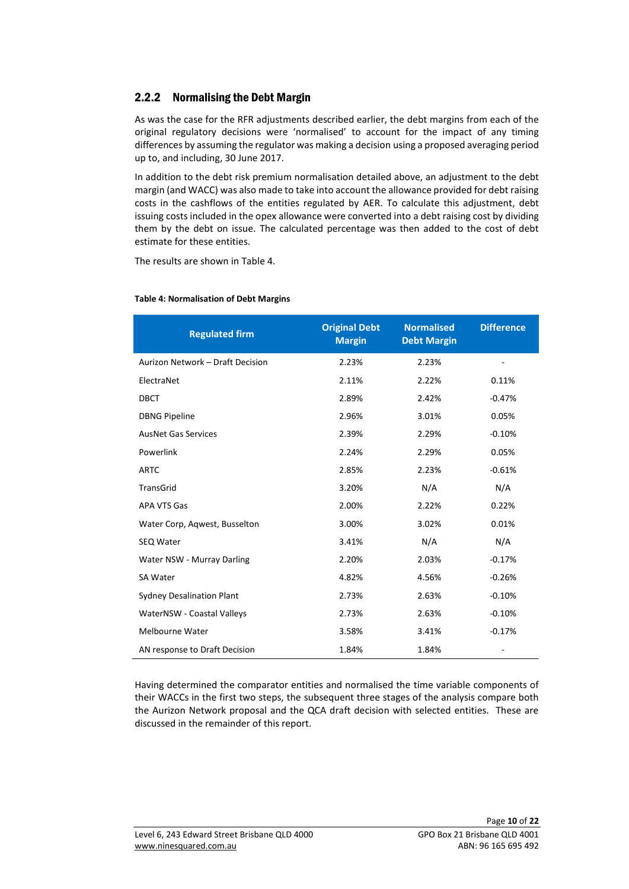### 2.2.2 Normalising the Debt Margin

As was the case for the RFR adjustments described earlier, the debt margins from each of the original regulatory decisions were 'normalised' to account for the impact of any timing differences by assuming the regulator was making a decision using a proposed averaging period up to, and including, 30 June 2017.

In addition to the debt risk premium normalisation detailed above, an adjustment to the debt margin (and WACC) was also made to take into account the allowance provided for debt raising costs in the cashflows of the entities regulated by AER. To calculate this adjustment, debt issuing costs included in the opex allowance were converted into a debt raising cost by dividing them by the debt on issue. The calculated percentage was then added to the cost of debt estimate for these entities.

The results are shown in Table 4.

**Table 4: Normalisation of Debt Margins**

| Regulated firm | Original Debt Margin | Normalised Debt Margin | Difference |
|---|---|---|---|
| Aurizon Network – Draft Decision | 2.23% | 2.23% | - |
| ElectraNet | 2.11% | 2.22% | 0.11% |
| DBCT | 2.89% | 2.42% | -0.47% |
| DBNG Pipeline | 2.96% | 3.01% | 0.05% |
| AusNet Gas Services | 2.39% | 2.29% | -0.10% |
| Powerlink | 2.24% | 2.29% | 0.05% |
| ARTC | 2.85% | 2.23% | -0.61% |
| TransGrid | 3.20% | N/A | N/A |
| APA VTS Gas | 2.00% | 2.22% | 0.22% |
| Water Corp, Aqwest, Busselton | 3.00% | 3.02% | 0.01% |
| SEQ Water | 3.41% | N/A | N/A |
| Water NSW - Murray Darling | 2.20% | 2.03% | -0.17% |
| SA Water | 4.82% | 4.56% | -0.26% |
| Sydney Desalination Plant | 2.73% | 2.63% | -0.10% |
| WaterNSW - Coastal Valleys | 2.73% | 2.63% | -0.10% |
| Melbourne Water | 3.58% | 3.41% | -0.17% |
| AN response to Draft Decision | 1.84% | 1.84% | - |

Having determined the comparator entities and normalised the time variable components of their WACCs in the first two steps, the subsequent three stages of the analysis compare both the Aurizon Network proposal and the QCA draft decision with selected entities. These are discussed in the remainder of this report.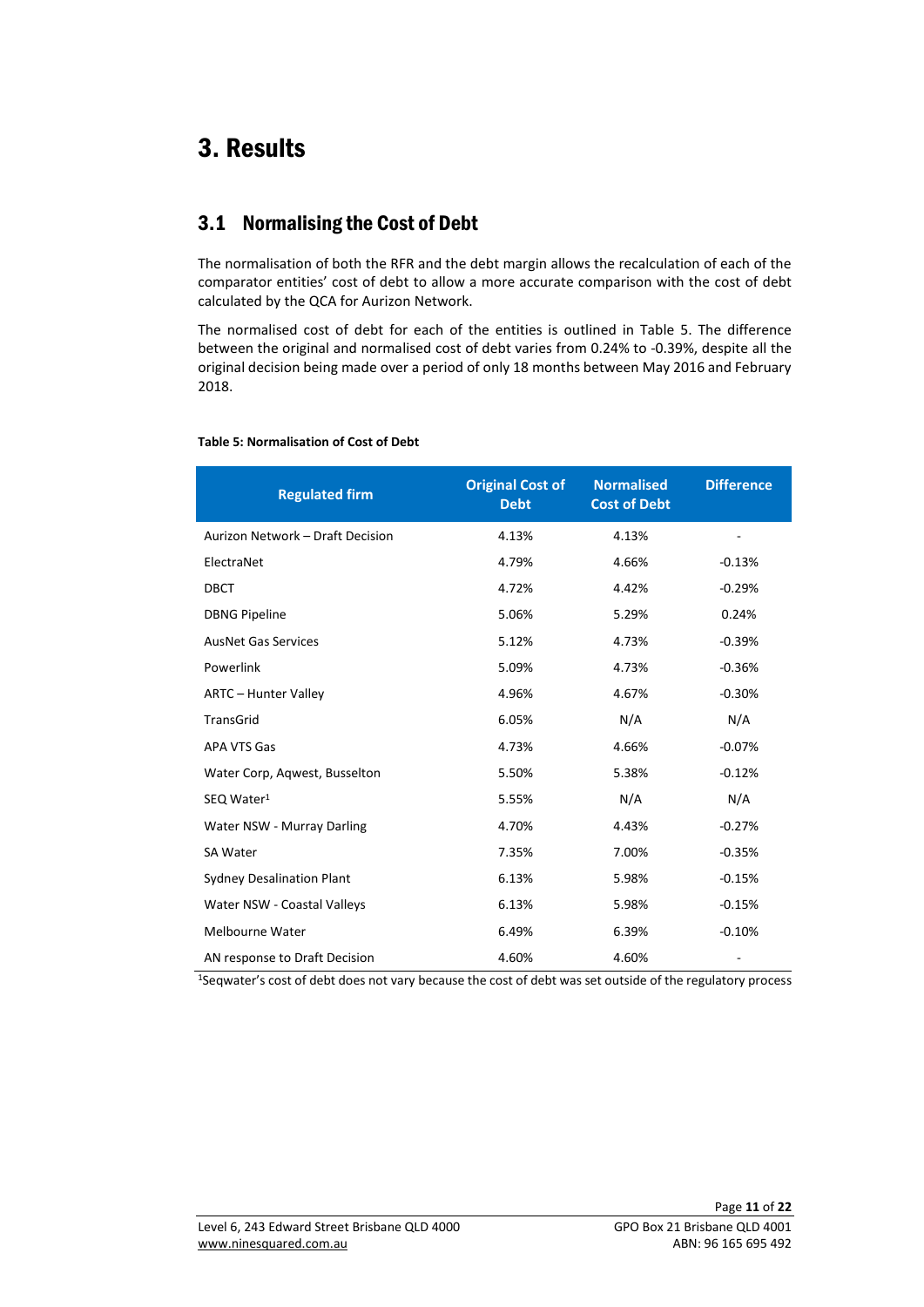# 3. Results

## 3.1 Normalising the Cost of Debt

The normalisation of both the RFR and the debt margin allows the recalculation of each of the comparator entities' cost of debt to allow a more accurate comparison with the cost of debt calculated by the QCA for Aurizon Network.

The normalised cost of debt for each of the entities is outlined in Table 5. The difference between the original and normalised cost of debt varies from 0.24% to -0.39%, despite all the original decision being made over a period of only 18 months between May 2016 and February 2018.

**Table 5: Normalisation of Cost of Debt**

| Regulated firm | Original Cost of Debt | Normalised Cost of Debt | Difference |
|---|---|---|---|
| Aurizon Network – Draft Decision | 4.13% | 4.13% | - |
| ElectraNet | 4.79% | 4.66% | -0.13% |
| DBCT | 4.72% | 4.42% | -0.29% |
| DBNG Pipeline | 5.06% | 5.29% | 0.24% |
| AusNet Gas Services | 5.12% | 4.73% | -0.39% |
| Powerlink | 5.09% | 4.73% | -0.36% |
| ARTC – Hunter Valley | 4.96% | 4.67% | -0.30% |
| TransGrid | 6.05% | N/A | N/A |
| APA VTS Gas | 4.73% | 4.66% | -0.07% |
| Water Corp, Aqwest, Busselton | 5.50% | 5.38% | -0.12% |
| SEQ Water[1] | 5.55% | N/A | N/A |
| Water NSW - Murray Darling | 4.70% | 4.43% | -0.27% |
| SA Water | 7.35% | 7.00% | -0.35% |
| Sydney Desalination Plant | 6.13% | 5.98% | -0.15% |
| Water NSW - Coastal Valleys | 6.13% | 5.98% | -0.15% |
| Melbourne Water | 6.49% | 6.39% | -0.10% |
| AN response to Draft Decision | 4.60% | 4.60% | - |

[1]Seqwater's cost of debt does not vary because the cost of debt was set outside of the regulatory process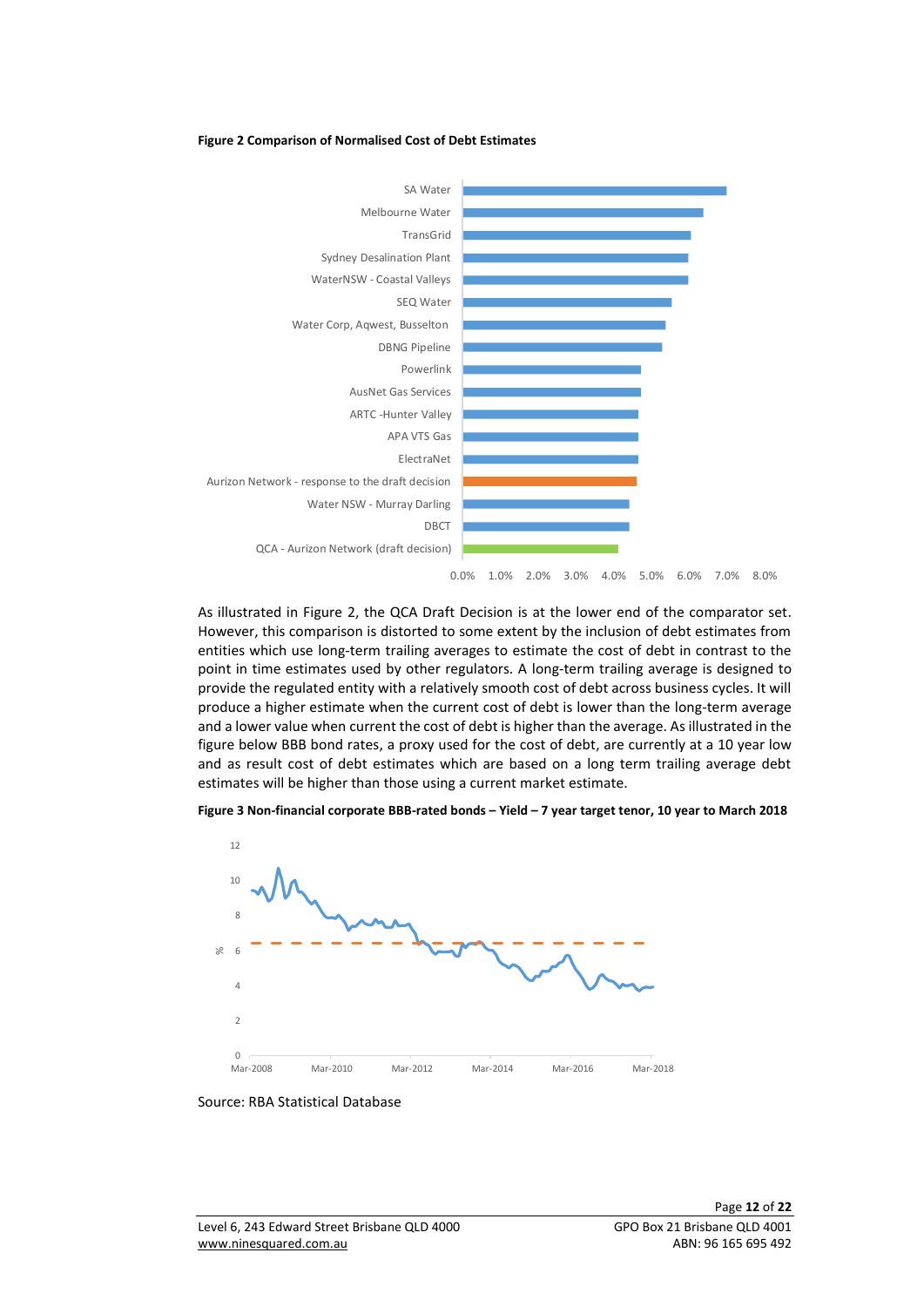**Figure 2 Comparison of Normalised Cost of Debt Estimates**

As illustrated in Figure 2, the QCA Draft Decision is at the lower end of the comparator set. However, this comparison is distorted to some extent by the inclusion of debt estimates from entities which use long-term trailing averages to estimate the cost of debt in contrast to the point in time estimates used by other regulators. A long-term trailing average is designed to provide the regulated entity with a relatively smooth cost of debt across business cycles. It will produce a higher estimate when the current cost of debt is lower than the long-term average and a lower value when current the cost of debt is higher than the average. As illustrated in the figure below BBB bond rates, a proxy used for the cost of debt, are currently at a 10 year low and as result cost of debt estimates which are based on a long term trailing average debt estimates will be higher than those using a current market estimate.

**Figure 3 Non-financial corporate BBB-rated bonds – Yield – 7 year target tenor, 10 year to March 2018**

Source: RBA Statistical Database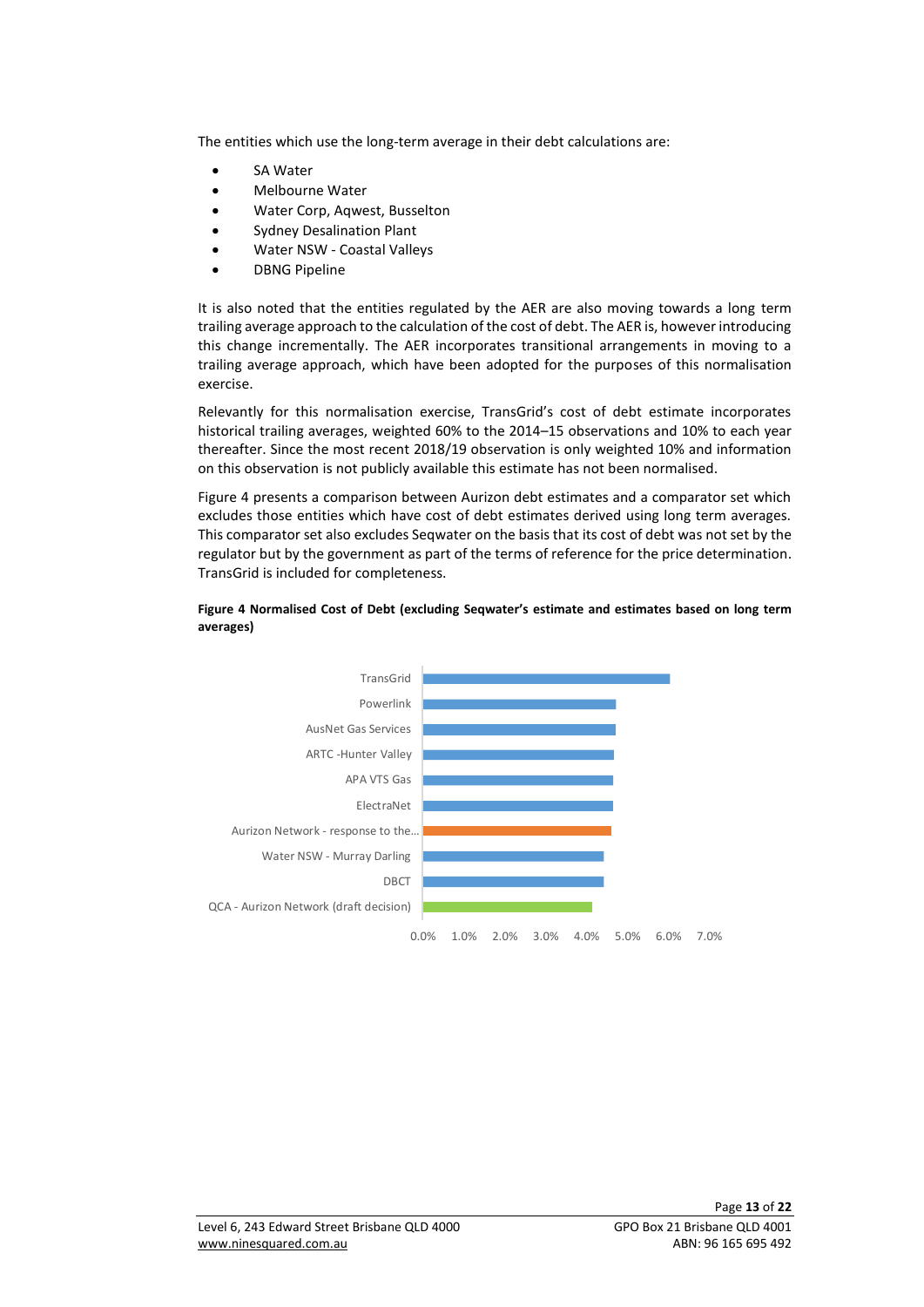The entities which use the long-term average in their debt calculations are:

- SA Water
- Melbourne Water
- Water Corp, Aqwest, Busselton
- Sydney Desalination Plant
- Water NSW - Coastal Valleys
- DBNG Pipeline

It is also noted that the entities regulated by the AER are also moving towards a long term trailing average approach to the calculation of the cost of debt. The AER is, however introducing this change incrementally. The AER incorporates transitional arrangements in moving to a trailing average approach, which have been adopted for the purposes of this normalisation exercise.

Relevantly for this normalisation exercise, TransGrid's cost of debt estimate incorporates historical trailing averages, weighted 60% to the 2014–15 observations and 10% to each year thereafter. Since the most recent 2018/19 observation is only weighted 10% and information on this observation is not publicly available this estimate has not been normalised.

Figure 4 presents a comparison between Aurizon debt estimates and a comparator set which excludes those entities which have cost of debt estimates derived using long term averages. This comparator set also excludes Seqwater on the basis that its cost of debt was not set by the regulator but by the government as part of the terms of reference for the price determination. TransGrid is included for completeness.

**Figure 4 Normalised Cost of Debt (excluding Seqwater's estimate and estimates based on long term averages)**

TransGrid
Powerlink
AusNet Gas Services
ARTC -Hunter Valley
APA VTS Gas
ElectraNet
Aurizon Network - response to the...
Water NSW - Murray Darling
DBCT
QCA - Aurizon Network (draft decision)

0.0% 1.0% 2.0% 3.0% 4.0% 5.0% 6.0% 7.0%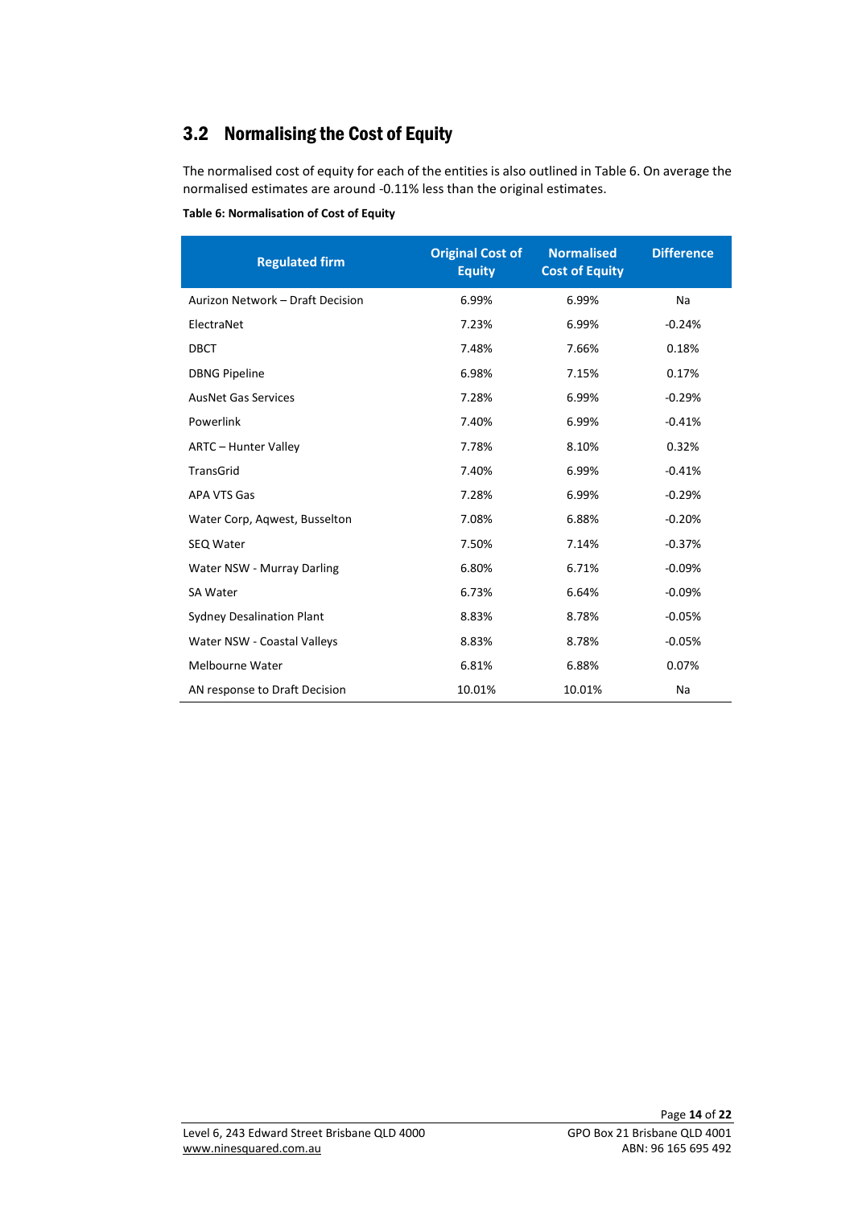## 3.2 Normalising the Cost of Equity

The normalised cost of equity for each of the entities is also outlined in Table 6. On average the normalised estimates are around -0.11% less than the original estimates.

**Table 6: Normalisation of Cost of Equity**

| Regulated firm | Original Cost of Equity | Normalised Cost of Equity | Difference |
|---|---|---|---|
| Aurizon Network – Draft Decision | 6.99% | 6.99% | Na |
| ElectraNet | 7.23% | 6.99% | -0.24% |
| DBCT | 7.48% | 7.66% | 0.18% |
| DBNG Pipeline | 6.98% | 7.15% | 0.17% |
| AusNet Gas Services | 7.28% | 6.99% | -0.29% |
| Powerlink | 7.40% | 6.99% | -0.41% |
| ARTC – Hunter Valley | 7.78% | 8.10% | 0.32% |
| TransGrid | 7.40% | 6.99% | -0.41% |
| APA VTS Gas | 7.28% | 6.99% | -0.29% |
| Water Corp, Aqwest, Busselton | 7.08% | 6.88% | -0.20% |
| SEQ Water | 7.50% | 7.14% | -0.37% |
| Water NSW - Murray Darling | 6.80% | 6.71% | -0.09% |
| SA Water | 6.73% | 6.64% | -0.09% |
| Sydney Desalination Plant | 8.83% | 8.78% | -0.05% |
| Water NSW - Coastal Valleys | 8.83% | 8.78% | -0.05% |
| Melbourne Water | 6.81% | 6.88% | 0.07% |
| AN response to Draft Decision | 10.01% | 10.01% | Na |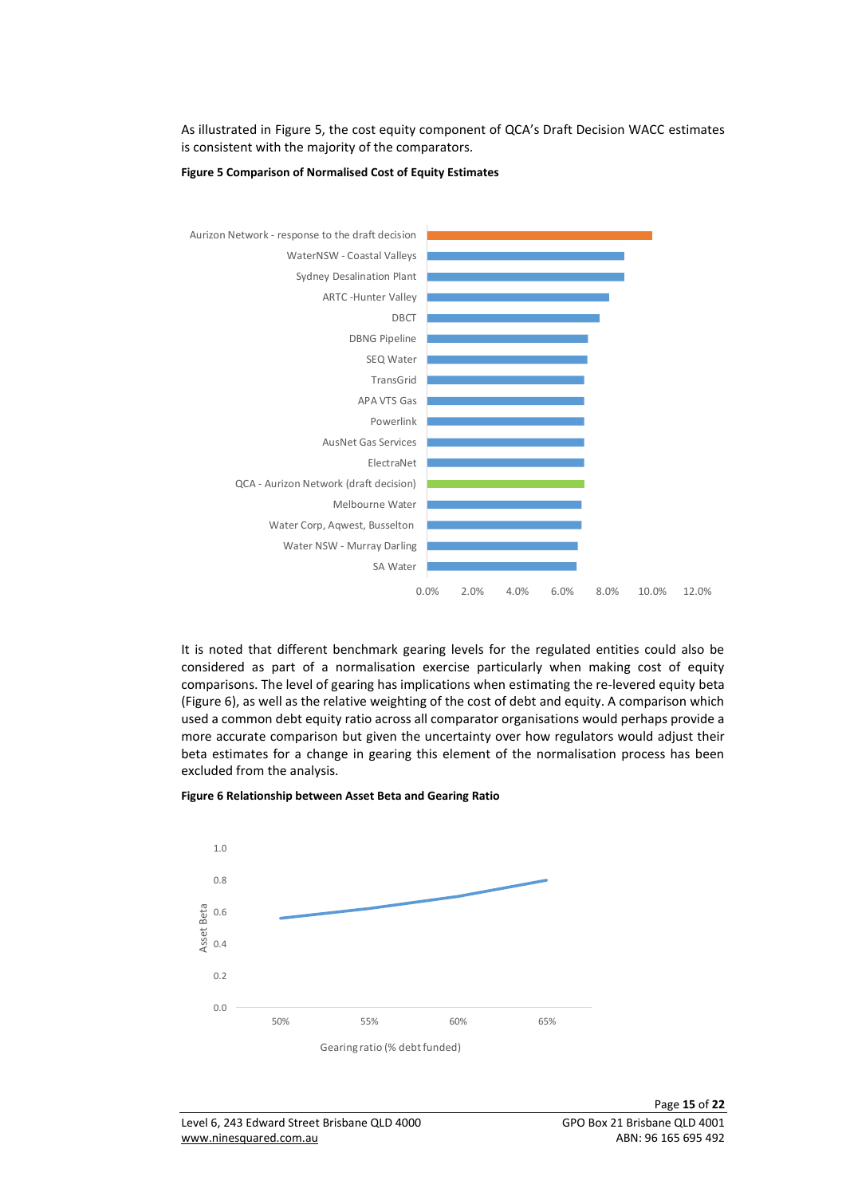As illustrated in Figure 5, the cost equity component of QCA's Draft Decision WACC estimates is consistent with the majority of the comparators.

**Figure 5 Comparison of Normalised Cost of Equity Estimates**

It is noted that different benchmark gearing levels for the regulated entities could also be considered as part of a normalisation exercise particularly when making cost of equity comparisons. The level of gearing has implications when estimating the re-levered equity beta (Figure 6), as well as the relative weighting of the cost of debt and equity. A comparison which used a common debt equity ratio across all comparator organisations would perhaps provide a more accurate comparison but given the uncertainty over how regulators would adjust their beta estimates for a change in gearing this element of the normalisation process has been excluded from the analysis.

**Figure 6 Relationship between Asset Beta and Gearing Ratio**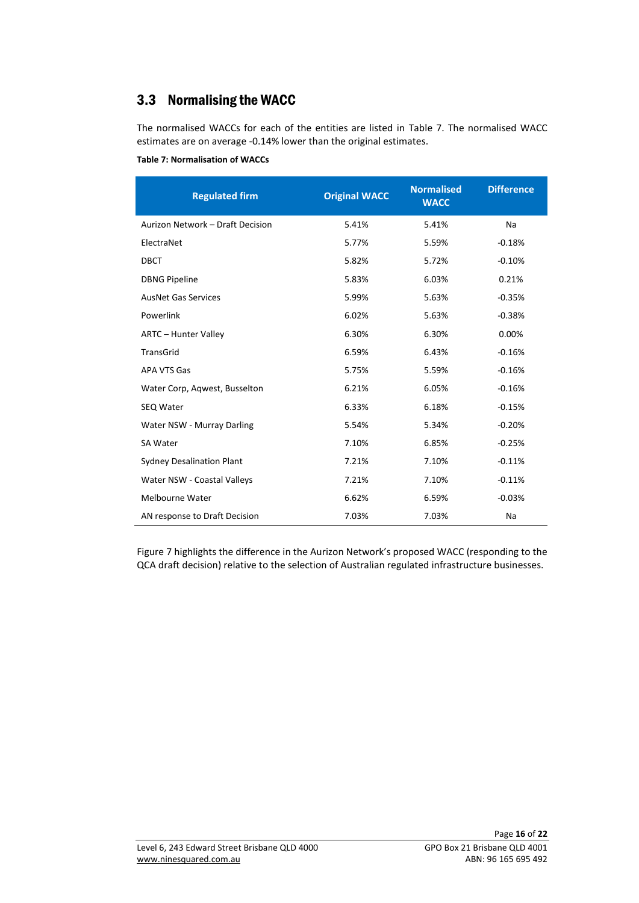## 3.3 Normalising the WACC

The normalised WACCs for each of the entities are listed in Table 7. The normalised WACC estimates are on average -0.14% lower than the original estimates.

**Table 7: Normalisation of WACCs**

| Regulated firm | Original WACC | Normalised WACC | Difference |
|---|---|---|---|
| Aurizon Network – Draft Decision | 5.41% | 5.41% | Na |
| ElectraNet | 5.77% | 5.59% | -0.18% |
| DBCT | 5.82% | 5.72% | -0.10% |
| DBNG Pipeline | 5.83% | 6.03% | 0.21% |
| AusNet Gas Services | 5.99% | 5.63% | -0.35% |
| Powerlink | 6.02% | 5.63% | -0.38% |
| ARTC – Hunter Valley | 6.30% | 6.30% | 0.00% |
| TransGrid | 6.59% | 6.43% | -0.16% |
| APA VTS Gas | 5.75% | 5.59% | -0.16% |
| Water Corp, Aqwest, Busselton | 6.21% | 6.05% | -0.16% |
| SEQ Water | 6.33% | 6.18% | -0.15% |
| Water NSW - Murray Darling | 5.54% | 5.34% | -0.20% |
| SA Water | 7.10% | 6.85% | -0.25% |
| Sydney Desalination Plant | 7.21% | 7.10% | -0.11% |
| Water NSW - Coastal Valleys | 7.21% | 7.10% | -0.11% |
| Melbourne Water | 6.62% | 6.59% | -0.03% |
| AN response to Draft Decision | 7.03% | 7.03% | Na |

Figure 7 highlights the difference in the Aurizon Network's proposed WACC (responding to the QCA draft decision) relative to the selection of Australian regulated infrastructure businesses.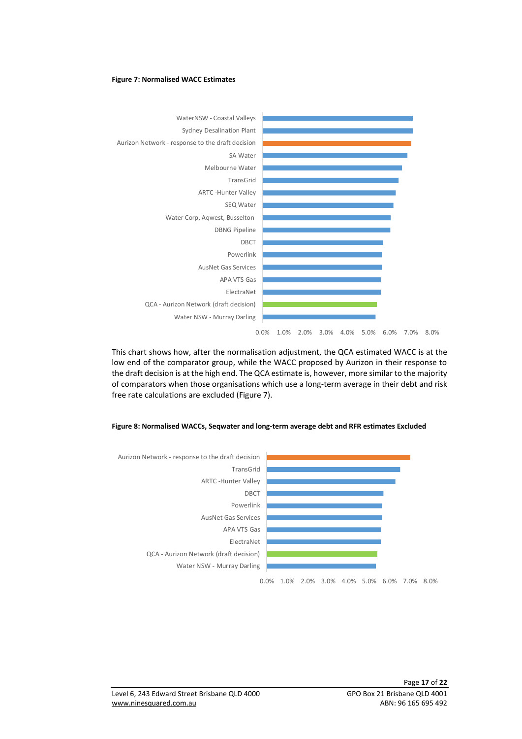**Figure 7: Normalised WACC Estimates**

This chart shows how, after the normalisation adjustment, the QCA estimated WACC is at the low end of the comparator group, while the WACC proposed by Aurizon in their response to the draft decision is at the high end. The QCA estimate is, however, more similar to the majority of comparators when those organisations which use a long-term average in their debt and risk free rate calculations are excluded (Figure 7).

**Figure 8: Normalised WACCs, Seqwater and long-term average debt and RFR estimates Excluded**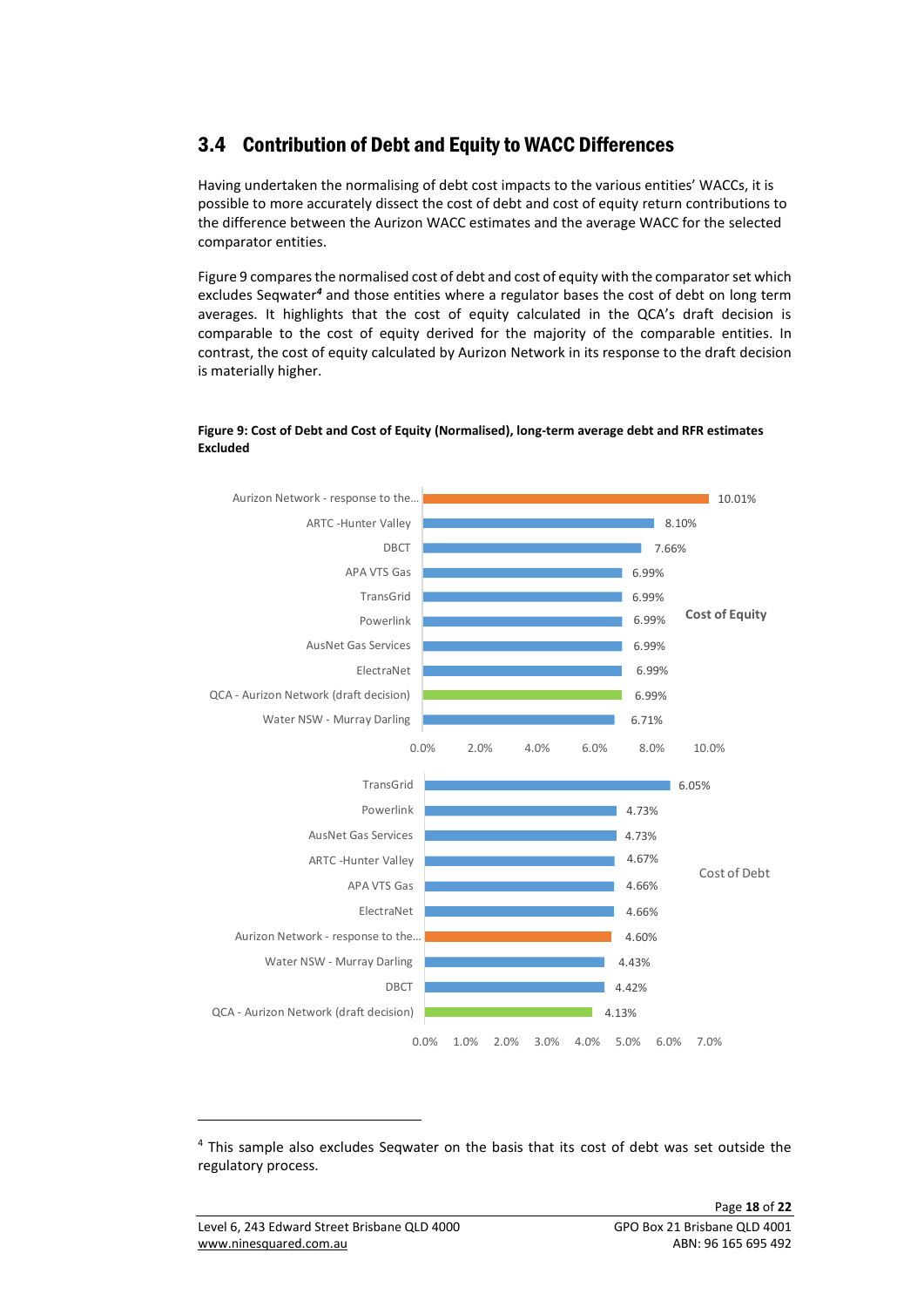## 3.4 Contribution of Debt and Equity to WACC Differences

Having undertaken the normalising of debt cost impacts to the various entities' WACCs, it is possible to more accurately dissect the cost of debt and cost of equity return contributions to the difference between the Aurizon WACC estimates and the average WACC for the selected comparator entities.

Figure 9 compares the normalised cost of debt and cost of equity with the comparator set which excludes Seqwater[4] and those entities where a regulator bases the cost of debt on long term averages. It highlights that the cost of equity calculated in the QCA's draft decision is comparable to the cost of equity derived for the majority of the comparable entities. In contrast, the cost of equity calculated by Aurizon Network in its response to the draft decision is materially higher.

**Figure 9: Cost of Debt and Cost of Equity (Normalised), long-term average debt and RFR estimates Excluded**

Cost of Equity

| Entity | Cost of Equity |
|---|---|
| Aurizon Network - response to the... | 10.01% |
| ARTC -Hunter Valley | 8.10% |
| DBCT | 7.66% |
| APA VTS Gas | 6.99% |
| TransGrid | 6.99% |
| Powerlink | 6.99% |
| AusNet Gas Services | 6.99% |
| ElectraNet | 6.99% |
| QCA - Aurizon Network (draft decision) | 6.99% |
| Water NSW - Murray Darling | 6.71% |

Cost of Debt

| Entity | Cost of Debt |
|---|---|
| TransGrid | 6.05% |
| Powerlink | 4.73% |
| AusNet Gas Services | 4.73% |
| ARTC -Hunter Valley | 4.67% |
| APA VTS Gas | 4.66% |
| ElectraNet | 4.66% |
| Aurizon Network - response to the... | 4.60% |
| Water NSW - Murray Darling | 4.43% |
| DBCT | 4.42% |
| QCA - Aurizon Network (draft decision) | 4.13% |

[4] This sample also excludes Seqwater on the basis that its cost of debt was set outside the regulatory process.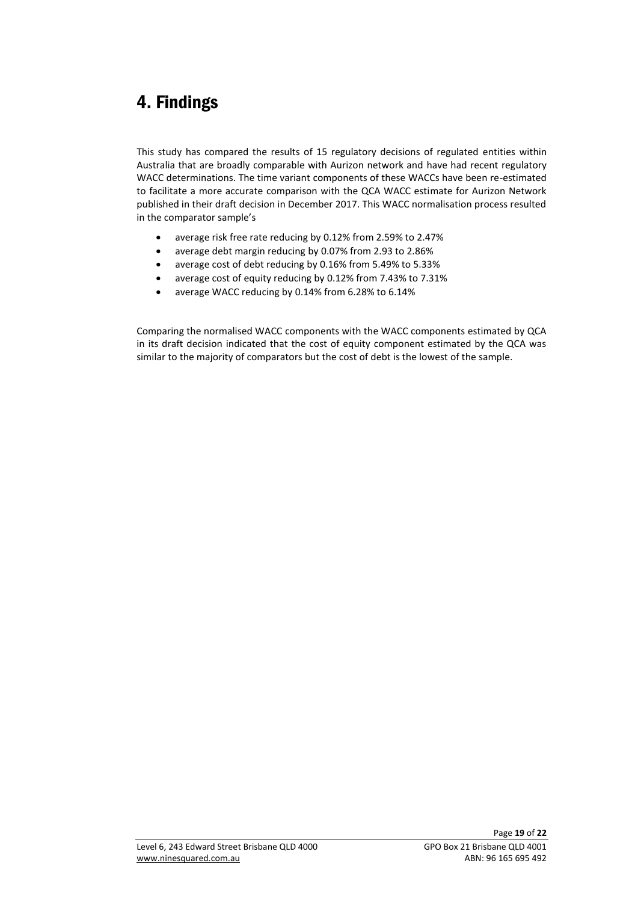# 4. Findings

This study has compared the results of 15 regulatory decisions of regulated entities within Australia that are broadly comparable with Aurizon network and have had recent regulatory WACC determinations. The time variant components of these WACCs have been re-estimated to facilitate a more accurate comparison with the QCA WACC estimate for Aurizon Network published in their draft decision in December 2017. This WACC normalisation process resulted in the comparator sample's

- average risk free rate reducing by 0.12% from 2.59% to 2.47%
- average debt margin reducing by 0.07% from 2.93 to 2.86%
- average cost of debt reducing by 0.16% from 5.49% to 5.33%
- average cost of equity reducing by 0.12% from 7.43% to 7.31%
- average WACC reducing by 0.14% from 6.28% to 6.14%

Comparing the normalised WACC components with the WACC components estimated by QCA in its draft decision indicated that the cost of equity component estimated by the QCA was similar to the majority of comparators but the cost of debt is the lowest of the sample.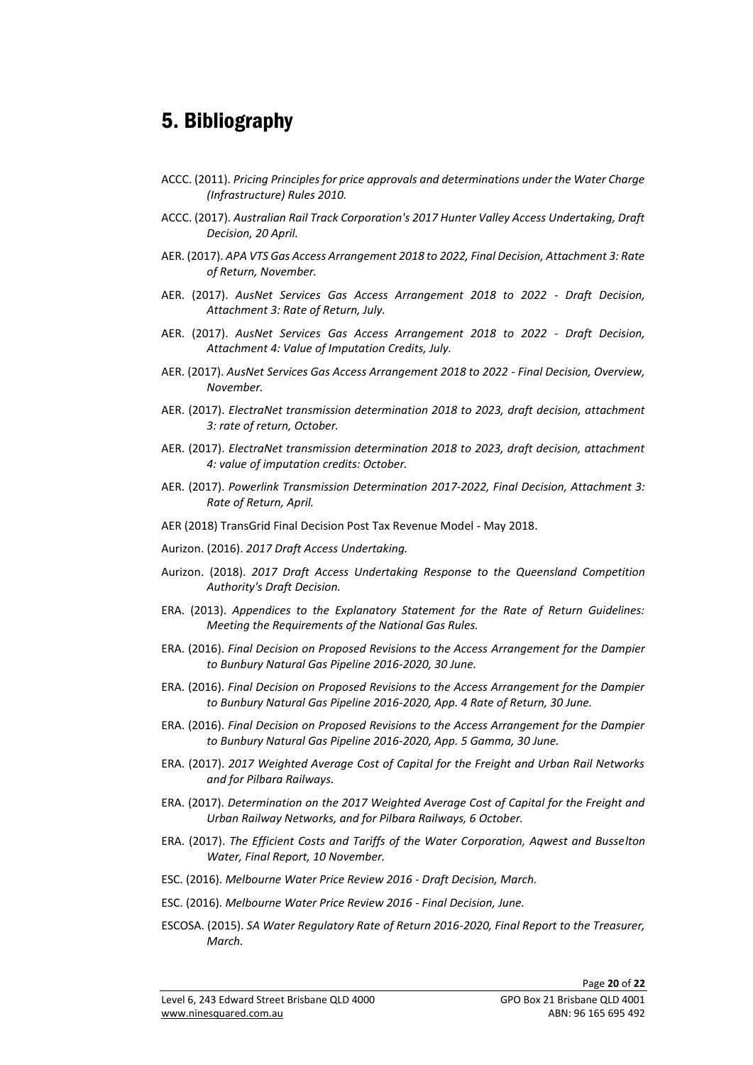# 5. Bibliography

ACCC. (2011). *Pricing Principles for price approvals and determinations under the Water Charge (Infrastructure) Rules 2010.*

ACCC. (2017). *Australian Rail Track Corporation's 2017 Hunter Valley Access Undertaking, Draft Decision, 20 April.*

AER. (2017). *APA VTS Gas Access Arrangement 2018 to 2022, Final Decision, Attachment 3: Rate of Return, November.*

AER. (2017). *AusNet Services Gas Access Arrangement 2018 to 2022 - Draft Decision, Attachment 3: Rate of Return, July.*

AER. (2017). *AusNet Services Gas Access Arrangement 2018 to 2022 - Draft Decision, Attachment 4: Value of Imputation Credits, July.*

AER. (2017). *AusNet Services Gas Access Arrangement 2018 to 2022 - Final Decision, Overview, November.*

AER. (2017). *ElectraNet transmission determination 2018 to 2023, draft decision, attachment 3: rate of return, October.*

AER. (2017). *ElectraNet transmission determination 2018 to 2023, draft decision, attachment 4: value of imputation credits: October.*

AER. (2017). *Powerlink Transmission Determination 2017-2022, Final Decision, Attachment 3: Rate of Return, April.*

AER (2018) TransGrid Final Decision Post Tax Revenue Model - May 2018.

Aurizon. (2016). *2017 Draft Access Undertaking.*

Aurizon. (2018). *2017 Draft Access Undertaking Response to the Queensland Competition Authority's Draft Decision.*

ERA. (2013). *Appendices to the Explanatory Statement for the Rate of Return Guidelines: Meeting the Requirements of the National Gas Rules.*

ERA. (2016). *Final Decision on Proposed Revisions to the Access Arrangement for the Dampier to Bunbury Natural Gas Pipeline 2016-2020, 30 June.*

ERA. (2016). *Final Decision on Proposed Revisions to the Access Arrangement for the Dampier to Bunbury Natural Gas Pipeline 2016-2020, App. 4 Rate of Return, 30 June.*

ERA. (2016). *Final Decision on Proposed Revisions to the Access Arrangement for the Dampier to Bunbury Natural Gas Pipeline 2016-2020, App. 5 Gamma, 30 June.*

ERA. (2017). *2017 Weighted Average Cost of Capital for the Freight and Urban Rail Networks and for Pilbara Railways.*

ERA. (2017). *Determination on the 2017 Weighted Average Cost of Capital for the Freight and Urban Railway Networks, and for Pilbara Railways, 6 October.*

ERA. (2017). *The Efficient Costs and Tariffs of the Water Corporation, Aqwest and Busselton Water, Final Report, 10 November.*

ESC. (2016). *Melbourne Water Price Review 2016 - Draft Decision, March.*

ESC. (2016). *Melbourne Water Price Review 2016 - Final Decision, June.*

ESCOSA. (2015). *SA Water Regulatory Rate of Return 2016-2020, Final Report to the Treasurer, March.*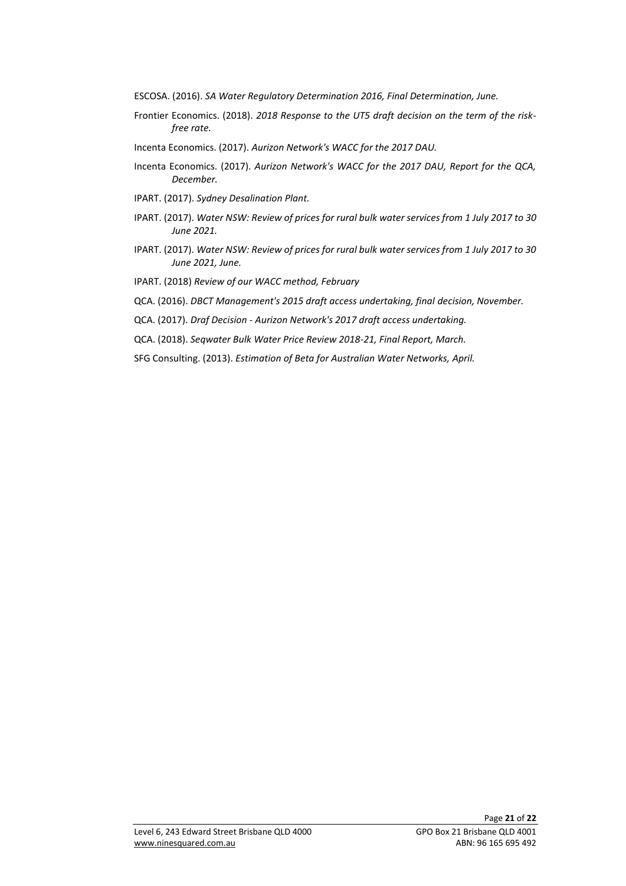ESCOSA. (2016). *SA Water Regulatory Determination 2016, Final Determination, June.*

Frontier Economics. (2018). *2018 Response to the UT5 draft decision on the term of the risk-free rate.*

Incenta Economics. (2017). *Aurizon Network's WACC for the 2017 DAU.*

Incenta Economics. (2017). *Aurizon Network's WACC for the 2017 DAU, Report for the QCA, December.*

IPART. (2017). *Sydney Desalination Plant.*

IPART. (2017). *Water NSW: Review of prices for rural bulk water services from 1 July 2017 to 30 June 2021.*

IPART. (2017). *Water NSW: Review of prices for rural bulk water services from 1 July 2017 to 30 June 2021, June.*

IPART. (2018) *Review of our WACC method, February*

QCA. (2016). *DBCT Management's 2015 draft access undertaking, final decision, November.*

QCA. (2017). *Draf Decision - Aurizon Network's 2017 draft access undertaking.*

QCA. (2018). *Seqwater Bulk Water Price Review 2018-21, Final Report, March.*

SFG Consulting. (2013). *Estimation of Beta for Australian Water Networks, April.*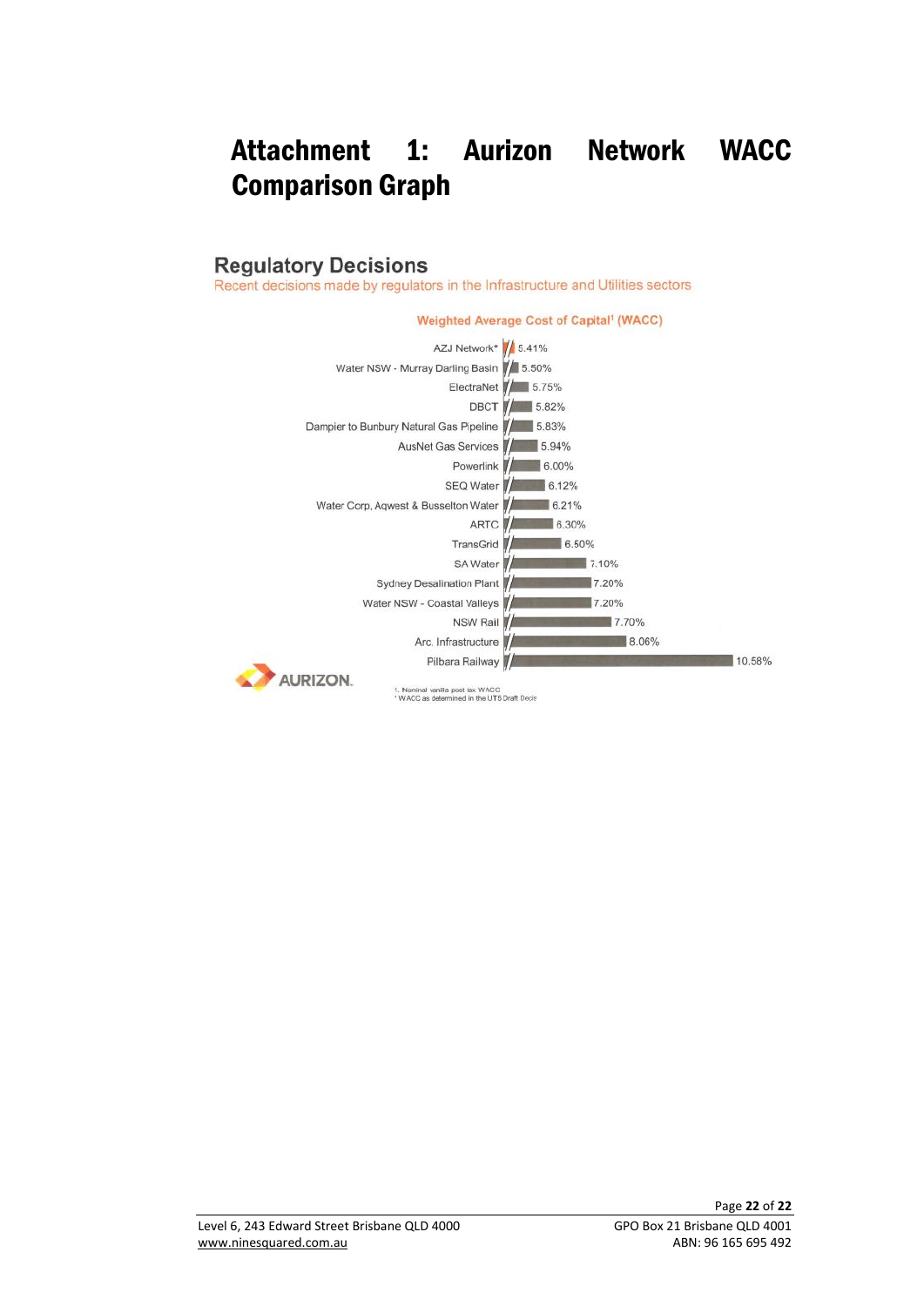# Attachment 1: Aurizon Network WACC Comparison Graph

Regulatory Decisions

Recent decisions made by regulators in the Infrastructure and Utilities sectors

Weighted Average Cost of Capital[1] (WACC)

AZJ Network* 5.41%
Water NSW - Murray Darling Basin 5.50%
ElectraNet 5.75%
DBCT 5.82%
Dampier to Bunbury Natural Gas Pipeline 5.83%
AusNet Gas Services 5.94%
Powerlink 6.00%
SEQ Water 6.12%
Water Corp, Aqwest & Busselton Water 6.21%
ARTC 6.30%
TransGrid 6.50%
SA Water 7.10%
Sydney Desalination Plant 7.20%
Water NSW - Coastal Valleys 7.20%
NSW Rail 7.70%
Arc. Infrastructure 8.06%
Pilbara Railway 10.58%

AURIZON.

1. Nominal vanilla post tax WACC
* WACC as determined in the UT5 Draft Decis